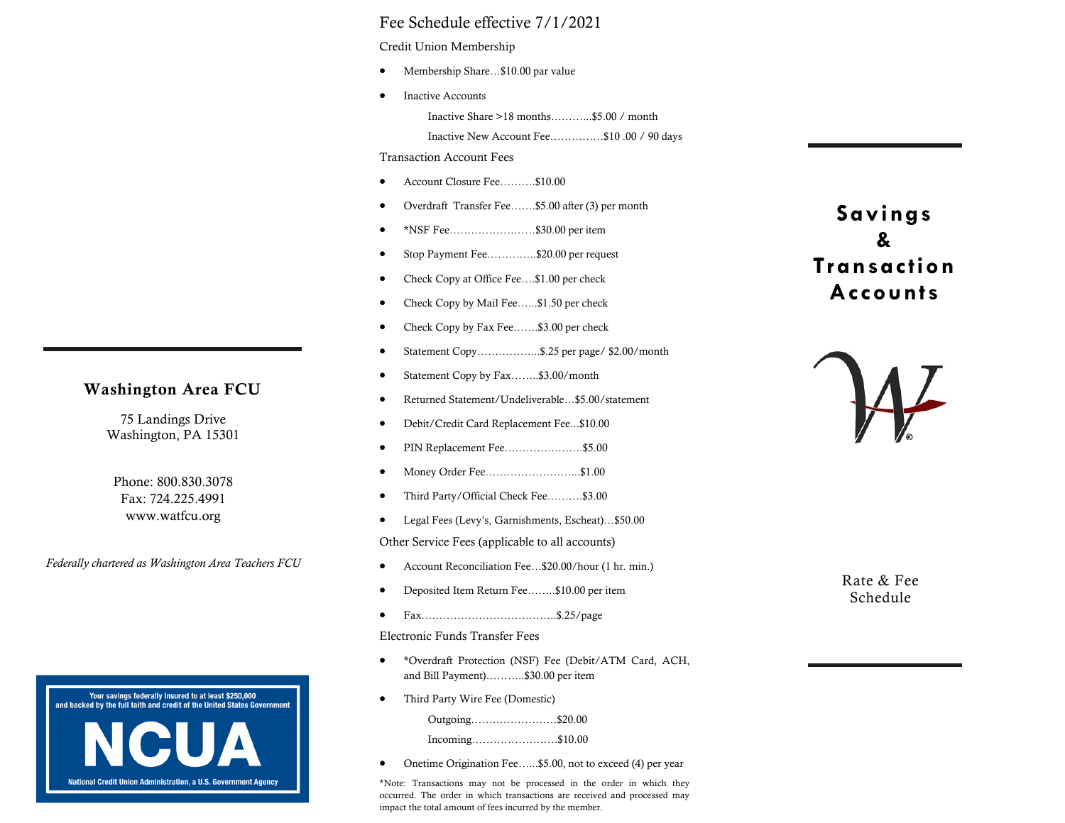## Washington Area FCU

75 Landings Drive
Washington, PA 15301

Phone: 800.830.3078
Fax: 724.225.4991
www.watfcu.org

*Federally chartered as Washington Area Teachers FCU*

Your savings federally insured to at least $250,000 and backed by the full faith and credit of the United States Government

NCUA

National Credit Union Administration, a U.S. Government Agency

# Fee Schedule effective 7/1/2021

### Credit Union Membership

- Membership Share…$10.00 par value
- Inactive Accounts
  - Inactive Share >18 months………..$5.00 / month
  - Inactive New Account Fee……………$10 .00 / 90 days

### Transaction Account Fees

- Account Closure Fee……….$10.00
- Overdraft Transfer Fee…….$5.00 after (3) per month
- *NSF Fee……………………$30.00 per item
- Stop Payment Fee…………..$20.00 per request
- Check Copy at Office Fee….$1.00 per check
- Check Copy by Mail Fee…...$1.50 per check
- Check Copy by Fax Fee…….$3.00 per check
- Statement Copy……………...$.25 per page/ $2.00/month
- Statement Copy by Fax……..$3.00/month
- Returned Statement/Undeliverable…$5.00/statement
- Debit/Credit Card Replacement Fee...$10.00
- PIN Replacement Fee…………………$5.00
- Money Order Fee……………………...$1.00
- Third Party/Official Check Fee……….$3.00
- Legal Fees (Levy's, Garnishments, Escheat)…$50.00

### Other Service Fees (applicable to all accounts)

- Account Reconciliation Fee…$20.00/hour (1 hr. min.)
- Deposited Item Return Fee……..$10.00 per item
- Fax………………………………..$.25/page

### Electronic Funds Transfer Fees

- *Overdraft Protection (NSF) Fee (Debit/ATM Card, ACH, and Bill Payment)………..$30.00 per item
- Third Party Wire Fee (Domestic)
  - Outgoing……………………$20.00
  - Incoming……………………$10.00
- Onetime Origination Fee…...$5.00, not to exceed (4) per year

*Note: Transactions may not be processed in the order in which they occurred. The order in which transactions are received and processed may impact the total amount of fees incurred by the member.

# Savings & Transaction Accounts

Rate & Fee Schedule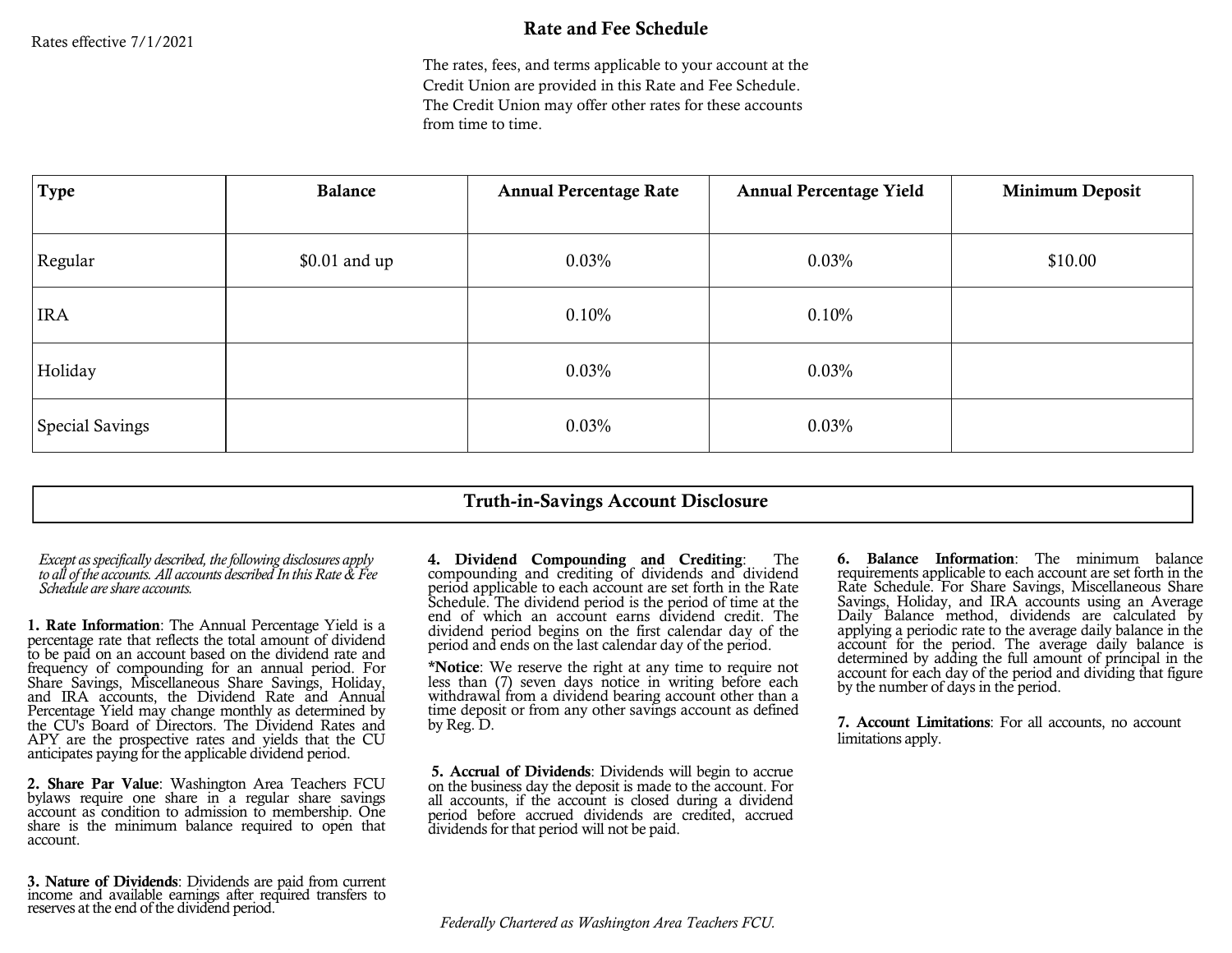Rates effective 7/1/2021

# Rate and Fee Schedule

The rates, fees, and terms applicable to your account at the Credit Union are provided in this Rate and Fee Schedule. The Credit Union may offer other rates for these accounts from time to time.

| Type | Balance | Annual Percentage Rate | Annual Percentage Yield | Minimum Deposit |
|---|---|---|---|---|
| Regular | $0.01 and up | 0.03% | 0.03% | $10.00 |
| IRA | | 0.10% | 0.10% | |
| Holiday | | 0.03% | 0.03% | |
| Special Savings | | 0.03% | 0.03% | |

## Truth-in-Savings Account Disclosure

*Except as specifically described, the following disclosures apply to all of the accounts. All accounts described In this Rate & Fee Schedule are share accounts.*

**1. Rate Information**: The Annual Percentage Yield is a percentage rate that reflects the total amount of dividend to be paid on an account based on the dividend rate and frequency of compounding for an annual period. For Share Savings, Miscellaneous Share Savings, Holiday, and IRA accounts, the Dividend Rate and Annual Percentage Yield may change monthly as determined by the CU's Board of Directors. The Dividend Rates and APY are the prospective rates and yields that the CU anticipates paying for the applicable dividend period.

**2. Share Par Value**: Washington Area Teachers FCU bylaws require one share in a regular share savings account as condition to admission to membership. One share is the minimum balance required to open that account.

**3. Nature of Dividends**: Dividends are paid from current income and available earnings after required transfers to reserves at the end of the dividend period.

**4. Dividend Compounding and Crediting**: The compounding and crediting of dividends and dividend period applicable to each account are set forth in the Rate Schedule. The dividend period is the period of time at the end of which an account earns dividend credit. The dividend period begins on the first calendar day of the period and ends on the last calendar day of the period.

***Notice**: We reserve the right at any time to require not less than (7) seven days notice in writing before each withdrawal from a dividend bearing account other than a time deposit or from any other savings account as defined by Reg. D.

**5. Accrual of Dividends**: Dividends will begin to accrue on the business day the deposit is made to the account. For all accounts, if the account is closed during a dividend period before accrued dividends are credited, accrued dividends for that period will not be paid.

**6. Balance Information**: The minimum balance requirements applicable to each account are set forth in the Rate Schedule. For Share Savings, Miscellaneous Share Savings, Holiday, and IRA accounts using an Average Daily Balance method, dividends are calculated by applying a periodic rate to the average daily balance in the account for each day of the period and dividing that figure by the number of days in the period. The average daily balance is determined by adding the full amount of principal in the account for each day of the period and dividing that figure by the number of days in the period.

**7. Account Limitations**: For all accounts, no account limitations apply.

*Federally Chartered as Washington Area Teachers FCU.*